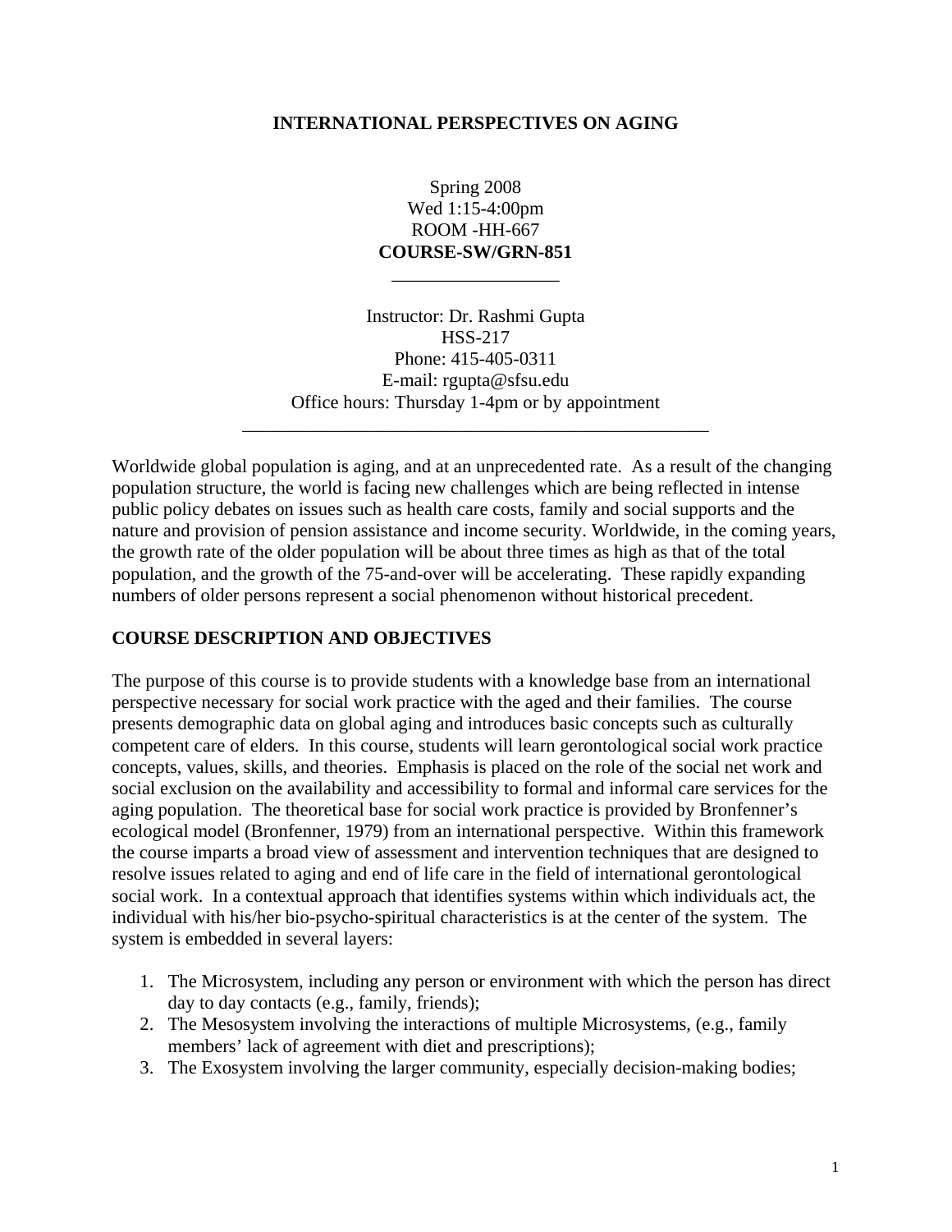# INTERNATIONAL PERSPECTIVES ON AGING

Spring 2008
Wed 1:15-4:00pm
ROOM -HH-667
**COURSE-SW/GRN-851**

---

Instructor: Dr. Rashmi Gupta
HSS-217
Phone: 415-405-0311
E-mail: rgupta@sfsu.edu
Office hours: Thursday 1-4pm or by appointment

---

Worldwide global population is aging, and at an unprecedented rate. As a result of the changing population structure, the world is facing new challenges which are being reflected in intense public policy debates on issues such as health care costs, family and social supports and the nature and provision of pension assistance and income security. Worldwide, in the coming years, the growth rate of the older population will be about three times as high as that of the total population, and the growth of the 75-and-over will be accelerating. These rapidly expanding numbers of older persons represent a social phenomenon without historical precedent.

## COURSE DESCRIPTION AND OBJECTIVES

The purpose of this course is to provide students with a knowledge base from an international perspective necessary for social work practice with the aged and their families. The course presents demographic data on global aging and introduces basic concepts such as culturally competent care of elders. In this course, students will learn gerontological social work practice concepts, values, skills, and theories. Emphasis is placed on the role of the social net work and social exclusion on the availability and accessibility to formal and informal care services for the aging population. The theoretical base for social work practice is provided by Bronfenner's ecological model (Bronfenner, 1979) from an international perspective. Within this framework the course imparts a broad view of assessment and intervention techniques that are designed to resolve issues related to aging and end of life care in the field of international gerontological social work. In a contextual approach that identifies systems within which individuals act, the individual with his/her bio-psycho-spiritual characteristics is at the center of the system. The system is embedded in several layers:

1. The Microsystem, including any person or environment with which the person has direct day to day contacts (e.g., family, friends);
2. The Mesosystem involving the interactions of multiple Microsystems, (e.g., family members' lack of agreement with diet and prescriptions);
3. The Exosystem involving the larger community, especially decision-making bodies;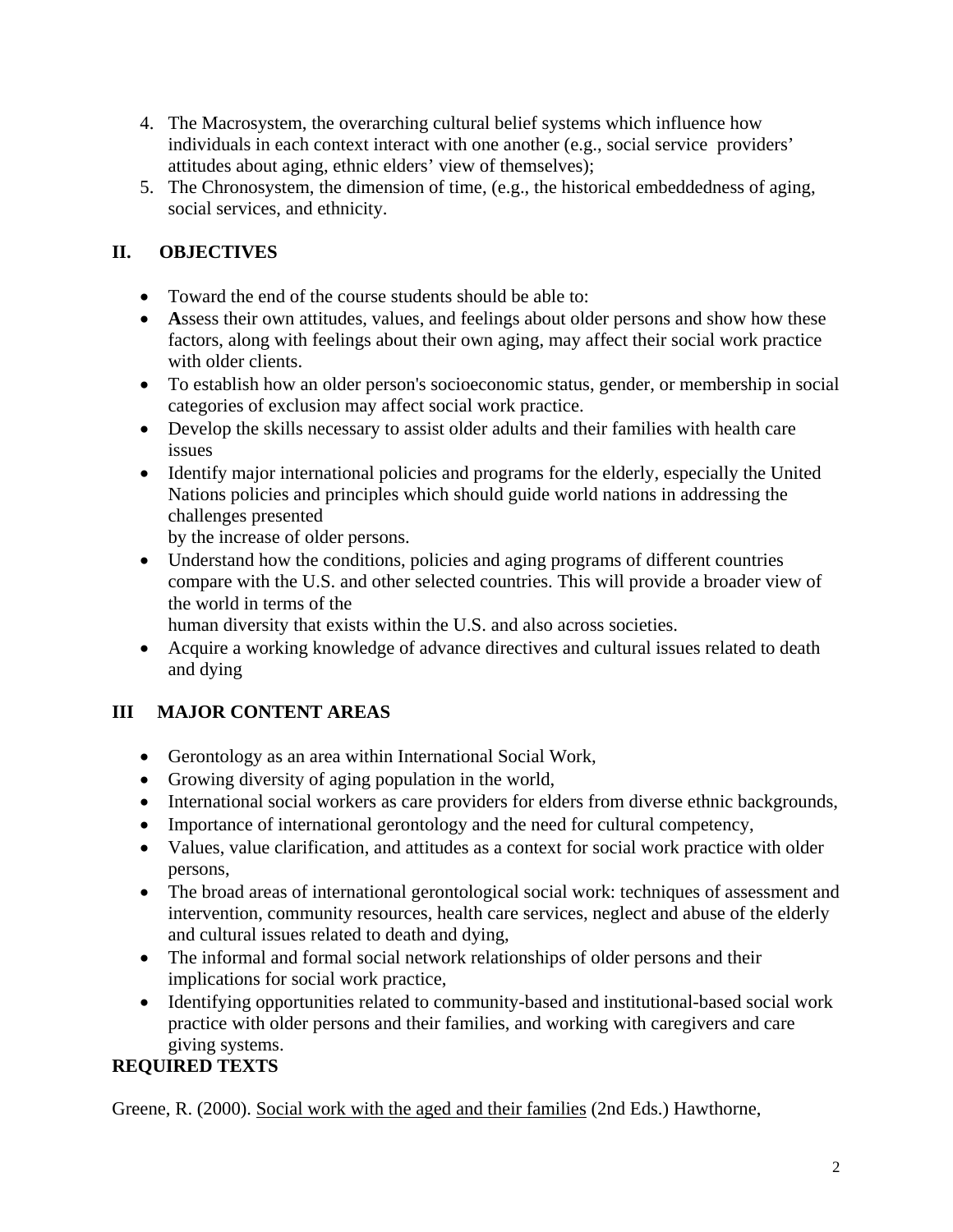4. The Macrosystem, the overarching cultural belief systems which influence how individuals in each context interact with one another (e.g., social service providers' attitudes about aging, ethnic elders' view of themselves);
5. The Chronosystem, the dimension of time, (e.g., the historical embeddedness of aging, social services, and ethnicity.

## II. OBJECTIVES

- Toward the end of the course students should be able to:
- **A**ssess their own attitudes, values, and feelings about older persons and show how these factors, along with feelings about their own aging, may affect their social work practice with older clients.
- To establish how an older person's socioeconomic status, gender, or membership in social categories of exclusion may affect social work practice.
- Develop the skills necessary to assist older adults and their families with health care issues
- Identify major international policies and programs for the elderly, especially the United Nations policies and principles which should guide world nations in addressing the challenges presented
  by the increase of older persons.
- Understand how the conditions, policies and aging programs of different countries compare with the U.S. and other selected countries. This will provide a broader view of the world in terms of the
  human diversity that exists within the U.S. and also across societies.
- Acquire a working knowledge of advance directives and cultural issues related to death and dying

## III MAJOR CONTENT AREAS

- Gerontology as an area within International Social Work,
- Growing diversity of aging population in the world,
- International social workers as care providers for elders from diverse ethnic backgrounds,
- Importance of international gerontology and the need for cultural competency,
- Values, value clarification, and attitudes as a context for social work practice with older persons,
- The broad areas of international gerontological social work: techniques of assessment and intervention, community resources, health care services, neglect and abuse of the elderly and cultural issues related to death and dying,
- The informal and formal social network relationships of older persons and their implications for social work practice,
- Identifying opportunities related to community-based and institutional-based social work practice with older persons and their families, and working with caregivers and care giving systems.

**REQUIRED TEXTS**

Greene, R. (2000). Social work with the aged and their families (2nd Eds.) Hawthorne,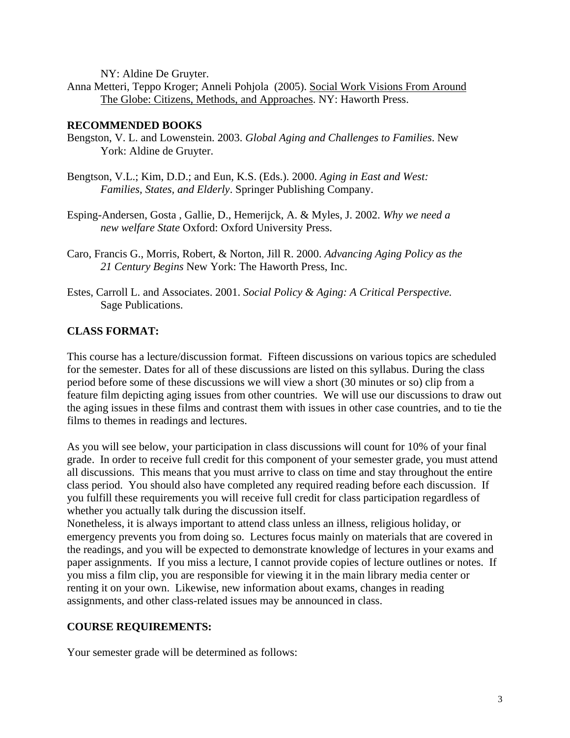NY: Aldine De Gruyter.

Anna Metteri, Teppo Kroger; Anneli Pohjola (2005). Social Work Visions From Around The Globe: Citizens, Methods, and Approaches. NY: Haworth Press.

### RECOMMENDED BOOKS

Bengston, V. L. and Lowenstein. 2003. *Global Aging and Challenges to Families*. New York: Aldine de Gruyter.

Bengtson, V.L.; Kim, D.D.; and Eun, K.S. (Eds.). 2000. *Aging in East and West: Families, States, and Elderly*. Springer Publishing Company.

Esping-Andersen, Gosta , Gallie, D., Hemerijck, A. & Myles, J. 2002. *Why we need a new welfare State* Oxford: Oxford University Press.

Caro, Francis G., Morris, Robert, & Norton, Jill R. 2000. *Advancing Aging Policy as the 21 Century Begins* New York: The Haworth Press, Inc.

Estes, Carroll L. and Associates. 2001. *Social Policy & Aging: A Critical Perspective.* Sage Publications.

### CLASS FORMAT:

This course has a lecture/discussion format. Fifteen discussions on various topics are scheduled for the semester. Dates for all of these discussions are listed on this syllabus. During the class period before some of these discussions we will view a short (30 minutes or so) clip from a feature film depicting aging issues from other countries. We will use our discussions to draw out the aging issues in these films and contrast them with issues in other case countries, and to tie the films to themes in readings and lectures.

As you will see below, your participation in class discussions will count for 10% of your final grade. In order to receive full credit for this component of your semester grade, you must attend all discussions. This means that you must arrive to class on time and stay throughout the entire class period. You should also have completed any required reading before each discussion. If you fulfill these requirements you will receive full credit for class participation regardless of whether you actually talk during the discussion itself.

Nonetheless, it is always important to attend class unless an illness, religious holiday, or emergency prevents you from doing so. Lectures focus mainly on materials that are covered in the readings, and you will be expected to demonstrate knowledge of lectures in your exams and paper assignments. If you miss a lecture, I cannot provide copies of lecture outlines or notes. If you miss a film clip, you are responsible for viewing it in the main library media center or renting it on your own. Likewise, new information about exams, changes in reading assignments, and other class-related issues may be announced in class.

### COURSE REQUIREMENTS:

Your semester grade will be determined as follows: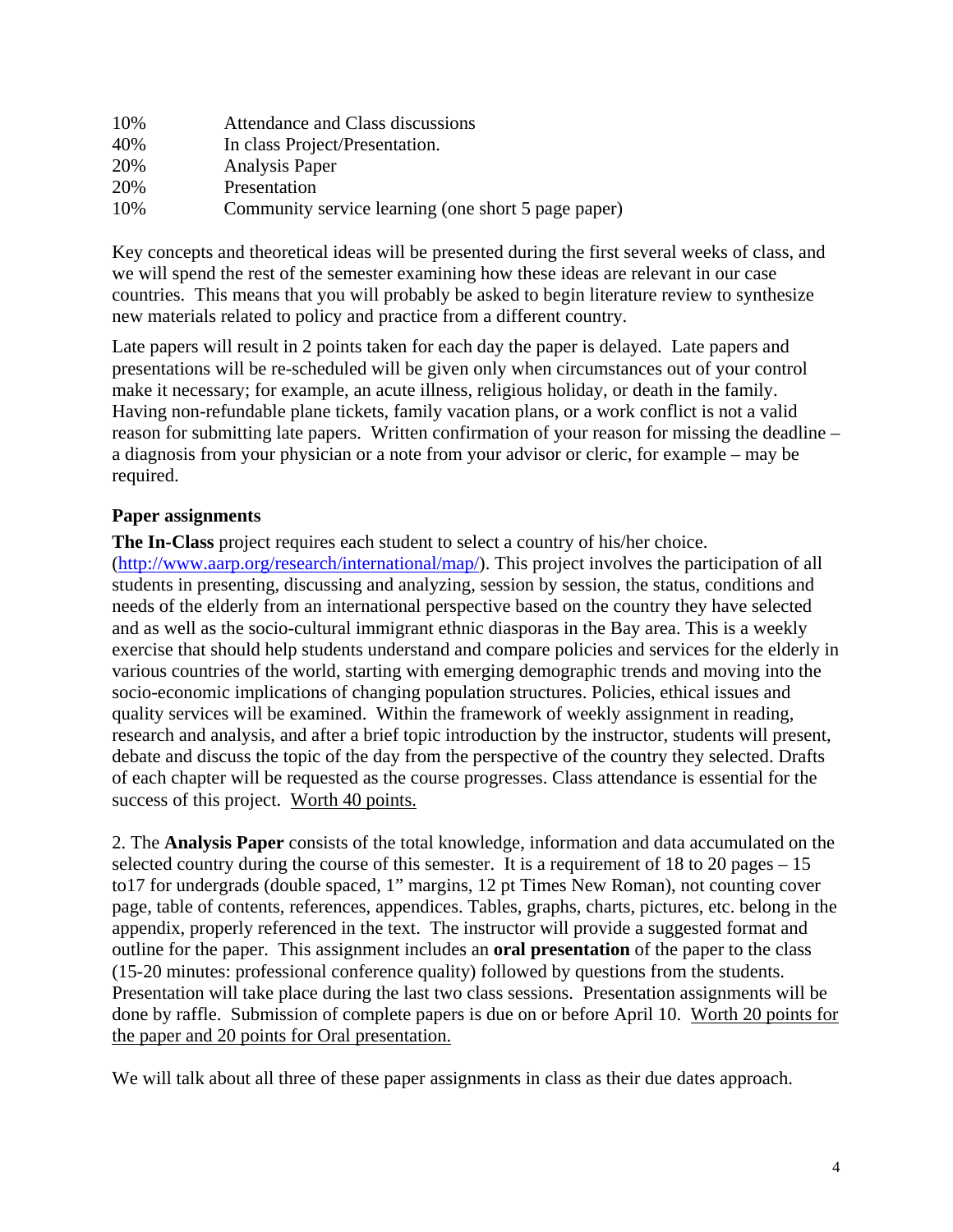| | |
|---|---|
| 10% | Attendance and Class discussions |
| 40% | In class Project/Presentation. |
| 20% | Analysis Paper |
| 20% | Presentation |
| 10% | Community service learning (one short 5 page paper) |

Key concepts and theoretical ideas will be presented during the first several weeks of class, and we will spend the rest of the semester examining how these ideas are relevant in our case countries. This means that you will probably be asked to begin literature review to synthesize new materials related to policy and practice from a different country.

Late papers will result in 2 points taken for each day the paper is delayed. Late papers and presentations will be re-scheduled will be given only when circumstances out of your control make it necessary; for example, an acute illness, religious holiday, or death in the family. Having non-refundable plane tickets, family vacation plans, or a work conflict is not a valid reason for submitting late papers. Written confirmation of your reason for missing the deadline – a diagnosis from your physician or a note from your advisor or cleric, for example – may be required.

### Paper assignments

**The In-Class** project requires each student to select a country of his/her choice. (http://www.aarp.org/research/international/map/). This project involves the participation of all students in presenting, discussing and analyzing, session by session, the status, conditions and needs of the elderly from an international perspective based on the country they have selected and as well as the socio-cultural immigrant ethnic diasporas in the Bay area. This is a weekly exercise that should help students understand and compare policies and services for the elderly in various countries of the world, starting with emerging demographic trends and moving into the socio-economic implications of changing population structures. Policies, ethical issues and quality services will be examined. Within the framework of weekly assignment in reading, research and analysis, and after a brief topic introduction by the instructor, students will present, debate and discuss the topic of the day from the perspective of the country they selected. Drafts of each chapter will be requested as the course progresses. Class attendance is essential for the success of this project. <u>Worth 40 points.</u>

2. The **Analysis Paper** consists of the total knowledge, information and data accumulated on the selected country during the course of this semester. It is a requirement of 18 to 20 pages – 15 to17 for undergrads (double spaced, 1" margins, 12 pt Times New Roman), not counting cover page, table of contents, references, appendices. Tables, graphs, charts, pictures, etc. belong in the appendix, properly referenced in the text. The instructor will provide a suggested format and outline for the paper. This assignment includes an **oral presentation** of the paper to the class (15-20 minutes: professional conference quality) followed by questions from the students. Presentation will take place during the last two class sessions. Presentation assignments will be done by raffle. Submission of complete papers is due on or before April 10. <u>Worth 20 points for the paper and 20 points for Oral presentation.</u>

We will talk about all three of these paper assignments in class as their due dates approach.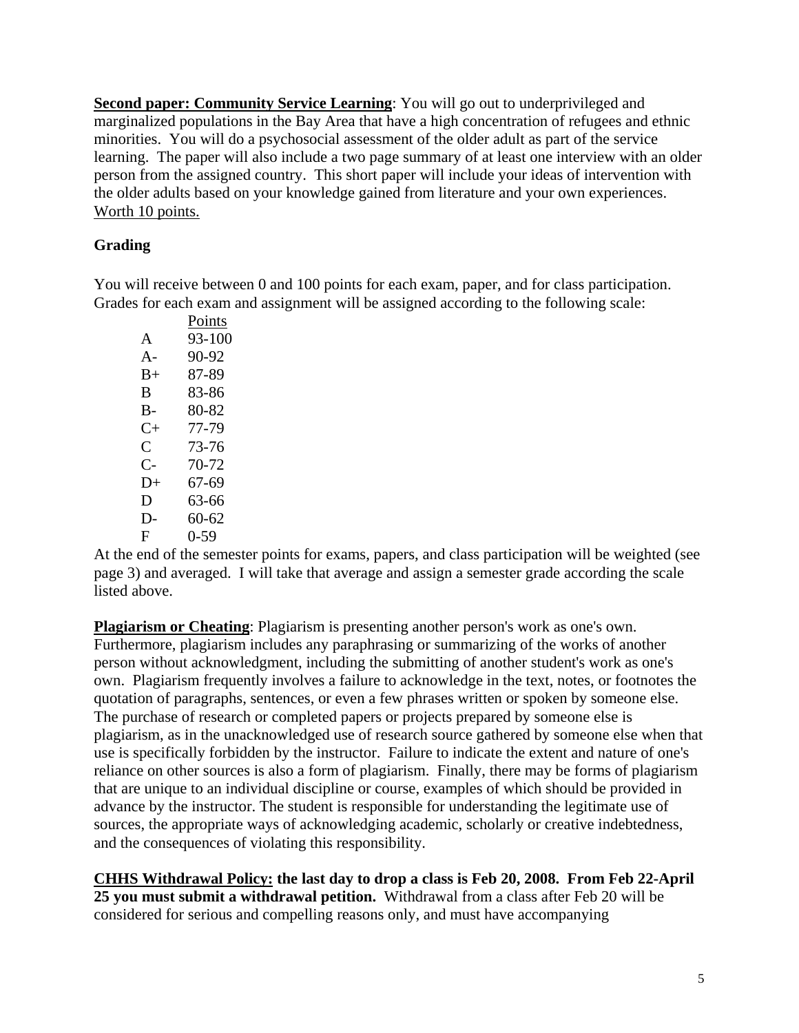**<u>Second paper: Community Service Learning</u>**: You will go out to underprivileged and marginalized populations in the Bay Area that have a high concentration of refugees and ethnic minorities. You will do a psychosocial assessment of the older adult as part of the service learning. The paper will also include a two page summary of at least one interview with an older person from the assigned country. This short paper will include your ideas of intervention with the older adults based on your knowledge gained from literature and your own experiences. <u>Worth 10 points.</u>

**Grading**

You will receive between 0 and 100 points for each exam, paper, and for class participation. Grades for each exam and assignment will be assigned according to the following scale:

| | Points |
|---|---|
| A | 93-100 |
| A- | 90-92 |
| B+ | 87-89 |
| B | 83-86 |
| B- | 80-82 |
| C+ | 77-79 |
| C | 73-76 |
| C- | 70-72 |
| D+ | 67-69 |
| D | 63-66 |
| D- | 60-62 |
| F | 0-59 |

At the end of the semester points for exams, papers, and class participation will be weighted (see page 3) and averaged. I will take that average and assign a semester grade according the scale listed above.

**<u>Plagiarism or Cheating</u>**: Plagiarism is presenting another person's work as one's own. Furthermore, plagiarism includes any paraphrasing or summarizing of the works of another person without acknowledgment, including the submitting of another student's work as one's own. Plagiarism frequently involves a failure to acknowledge in the text, notes, or footnotes the quotation of paragraphs, sentences, or even a few phrases written or spoken by someone else. The purchase of research or completed papers or projects prepared by someone else is plagiarism, as in the unacknowledged use of research source gathered by someone else when that use is specifically forbidden by the instructor. Failure to indicate the extent and nature of one's reliance on other sources is also a form of plagiarism. Finally, there may be forms of plagiarism that are unique to an individual discipline or course, examples of which should be provided in advance by the instructor. The student is responsible for understanding the legitimate use of sources, the appropriate ways of acknowledging academic, scholarly or creative indebtedness, and the consequences of violating this responsibility.

**<u>CHHS Withdrawal Policy:</u> the last day to drop a class is Feb 20, 2008. From Feb 22-April 25 you must submit a withdrawal petition.** Withdrawal from a class after Feb 20 will be considered for serious and compelling reasons only, and must have accompanying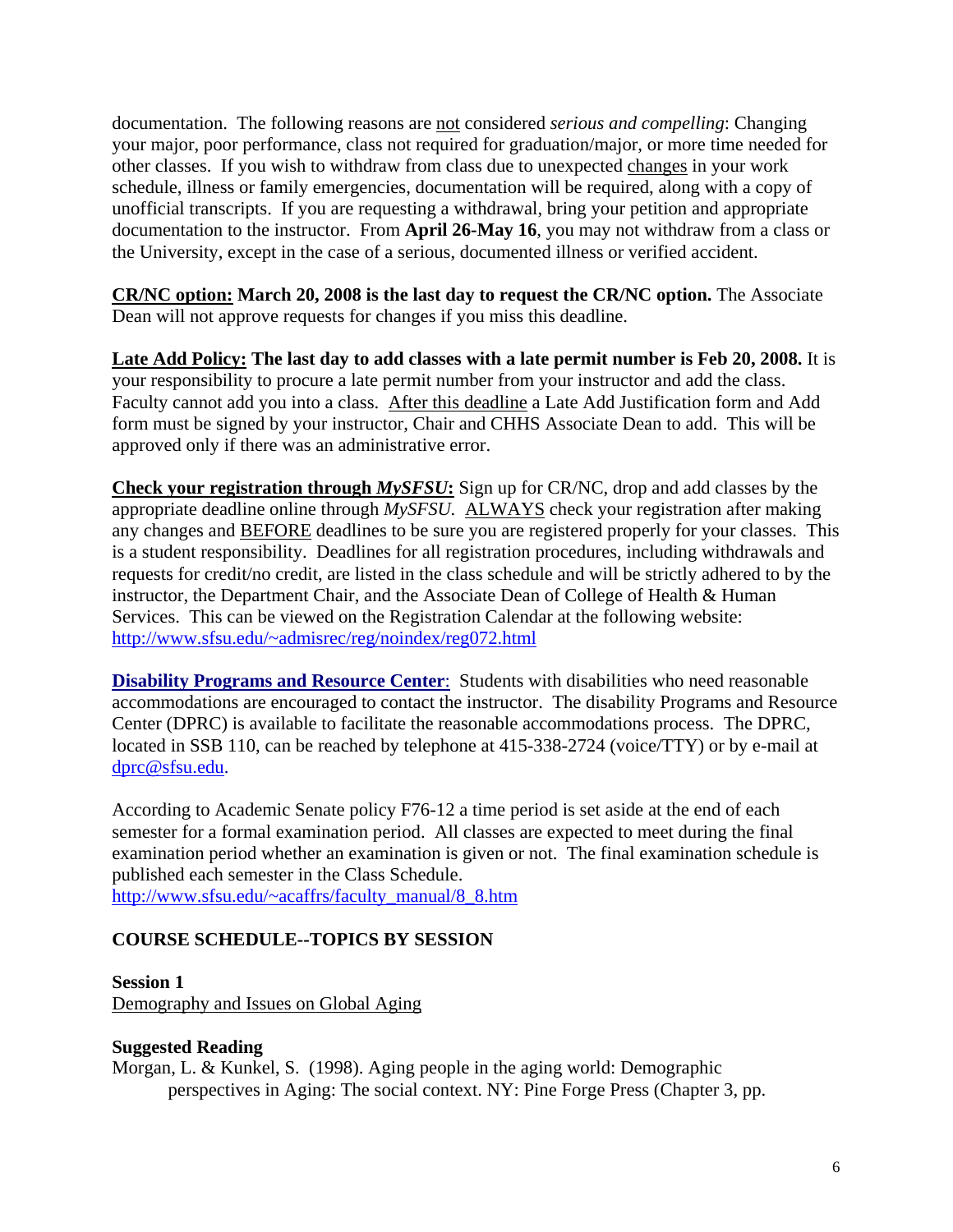documentation. The following reasons are not considered *serious and compelling*: Changing your major, poor performance, class not required for graduation/major, or more time needed for other classes. If you wish to withdraw from class due to unexpected changes in your work schedule, illness or family emergencies, documentation will be required, along with a copy of unofficial transcripts. If you are requesting a withdrawal, bring your petition and appropriate documentation to the instructor. From **April 26-May 16**, you may not withdraw from a class or the University, except in the case of a serious, documented illness or verified accident.

**CR/NC option: March 20, 2008 is the last day to request the CR/NC option.** The Associate Dean will not approve requests for changes if you miss this deadline.

**Late Add Policy: The last day to add classes with a late permit number is Feb 20, 2008.** It is your responsibility to procure a late permit number from your instructor and add the class. Faculty cannot add you into a class. After this deadline a Late Add Justification form and Add form must be signed by your instructor, Chair and CHHS Associate Dean to add. This will be approved only if there was an administrative error.

**Check your registration through *MySFSU*:** Sign up for CR/NC, drop and add classes by the appropriate deadline online through *MySFSU.* ALWAYS check your registration after making any changes and BEFORE deadlines to be sure you are registered properly for your classes. This is a student responsibility. Deadlines for all registration procedures, including withdrawals and requests for credit/no credit, are listed in the class schedule and will be strictly adhered to by the instructor, the Department Chair, and the Associate Dean of College of Health & Human Services. This can be viewed on the Registration Calendar at the following website: http://www.sfsu.edu/~admisrec/reg/noindex/reg072.html

**Disability Programs and Resource Center**: Students with disabilities who need reasonable accommodations are encouraged to contact the instructor. The disability Programs and Resource Center (DPRC) is available to facilitate the reasonable accommodations process. The DPRC, located in SSB 110, can be reached by telephone at 415-338-2724 (voice/TTY) or by e-mail at dprc@sfsu.edu.

According to Academic Senate policy F76-12 a time period is set aside at the end of each semester for a formal examination period. All classes are expected to meet during the final examination period whether an examination is given or not. The final examination schedule is published each semester in the Class Schedule.
http://www.sfsu.edu/~acaffrs/faculty_manual/8_8.htm

## COURSE SCHEDULE--TOPICS BY SESSION

**Session 1**
Demography and Issues on Global Aging

**Suggested Reading**
Morgan, L. & Kunkel, S. (1998). Aging people in the aging world: Demographic perspectives in Aging: The social context. NY: Pine Forge Press (Chapter 3, pp.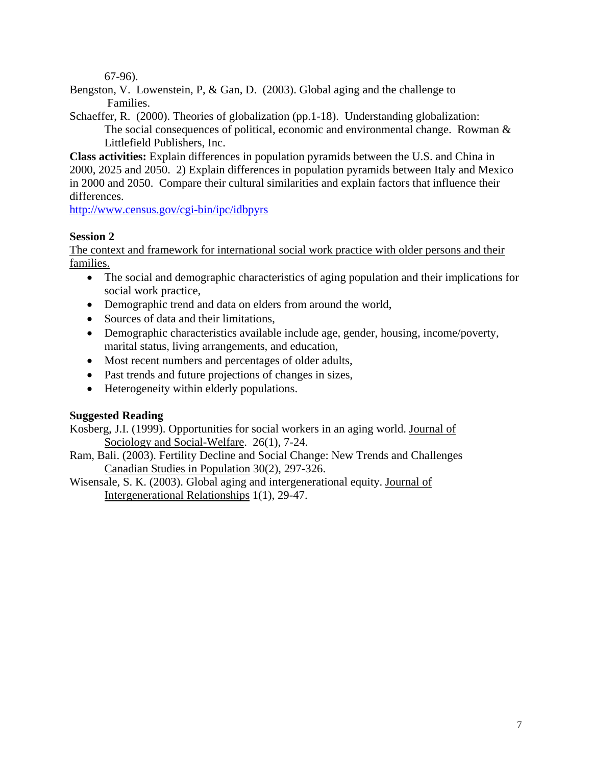67-96).

Bengston, V. Lowenstein, P, & Gan, D. (2003). Global aging and the challenge to Families.

Schaeffer, R. (2000). Theories of globalization (pp.1-18). Understanding globalization: The social consequences of political, economic and environmental change. Rowman & Littlefield Publishers, Inc.

**Class activities:** Explain differences in population pyramids between the U.S. and China in 2000, 2025 and 2050. 2) Explain differences in population pyramids between Italy and Mexico in 2000 and 2050. Compare their cultural similarities and explain factors that influence their differences.

http://www.census.gov/cgi-bin/ipc/idbpyrs

**Session 2**

The context and framework for international social work practice with older persons and their families.

- The social and demographic characteristics of aging population and their implications for social work practice,
- Demographic trend and data on elders from around the world,
- Sources of data and their limitations,
- Demographic characteristics available include age, gender, housing, income/poverty, marital status, living arrangements, and education,
- Most recent numbers and percentages of older adults,
- Past trends and future projections of changes in sizes,
- Heterogeneity within elderly populations.

**Suggested Reading**

Kosberg, J.I. (1999). Opportunities for social workers in an aging world. Journal of Sociology and Social-Welfare. 26(1), 7-24.

Ram, Bali. (2003). Fertility Decline and Social Change: New Trends and Challenges Canadian Studies in Population 30(2), 297-326.

Wisensale, S. K. (2003). Global aging and intergenerational equity. Journal of Intergenerational Relationships 1(1), 29-47.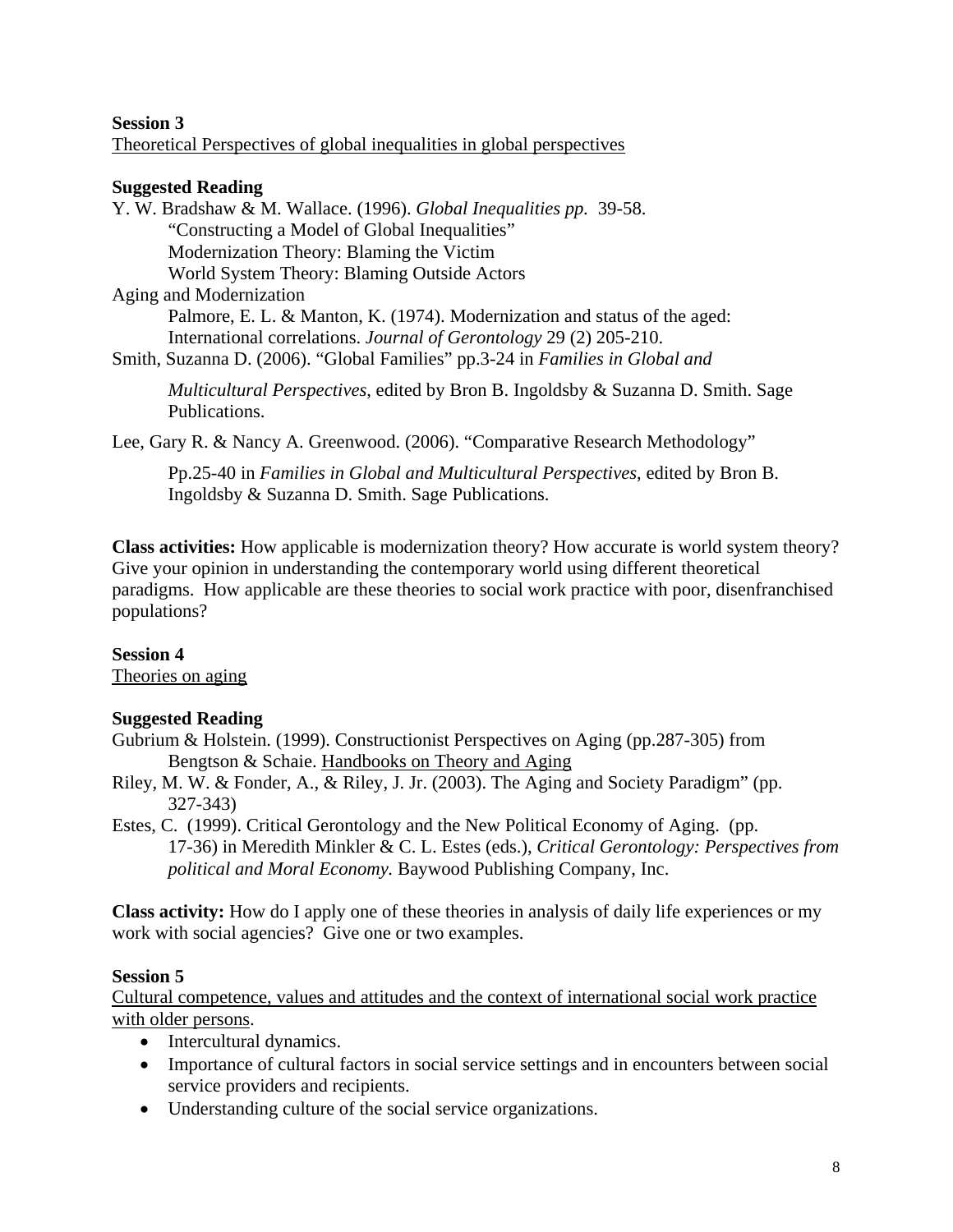**Session 3**

Theoretical Perspectives of global inequalities in global perspectives

**Suggested Reading**

Y. W. Bradshaw & M. Wallace. (1996). *Global Inequalities pp.* 39-58.
"Constructing a Model of Global Inequalities"
Modernization Theory: Blaming the Victim
World System Theory: Blaming Outside Actors

Aging and Modernization
Palmore, E. L. & Manton, K. (1974). Modernization and status of the aged: International correlations. *Journal of Gerontology* 29 (2) 205-210.

Smith, Suzanna D. (2006). "Global Families" pp.3-24 in *Families in Global and Multicultural Perspectives*, edited by Bron B. Ingoldsby & Suzanna D. Smith. Sage Publications.

Lee, Gary R. & Nancy A. Greenwood. (2006). "Comparative Research Methodology" Pp.25-40 in *Families in Global and Multicultural Perspectives*, edited by Bron B. Ingoldsby & Suzanna D. Smith. Sage Publications.

**Class activities:** How applicable is modernization theory? How accurate is world system theory? Give your opinion in understanding the contemporary world using different theoretical paradigms. How applicable are these theories to social work practice with poor, disenfranchised populations?

**Session 4**

Theories on aging

**Suggested Reading**

Gubrium & Holstein. (1999). Constructionist Perspectives on Aging (pp.287-305) from Bengtson & Schaie. Handbooks on Theory and Aging

Riley, M. W. & Fonder, A., & Riley, J. Jr. (2003). The Aging and Society Paradigm" (pp. 327-343)

Estes, C. (1999). Critical Gerontology and the New Political Economy of Aging. (pp. 17-36) in Meredith Minkler & C. L. Estes (eds.), *Critical Gerontology: Perspectives from political and Moral Economy.* Baywood Publishing Company, Inc.

**Class activity:** How do I apply one of these theories in analysis of daily life experiences or my work with social agencies? Give one or two examples.

**Session 5**

Cultural competence, values and attitudes and the context of international social work practice with older persons.

- Intercultural dynamics.
- Importance of cultural factors in social service settings and in encounters between social service providers and recipients.
- Understanding culture of the social service organizations.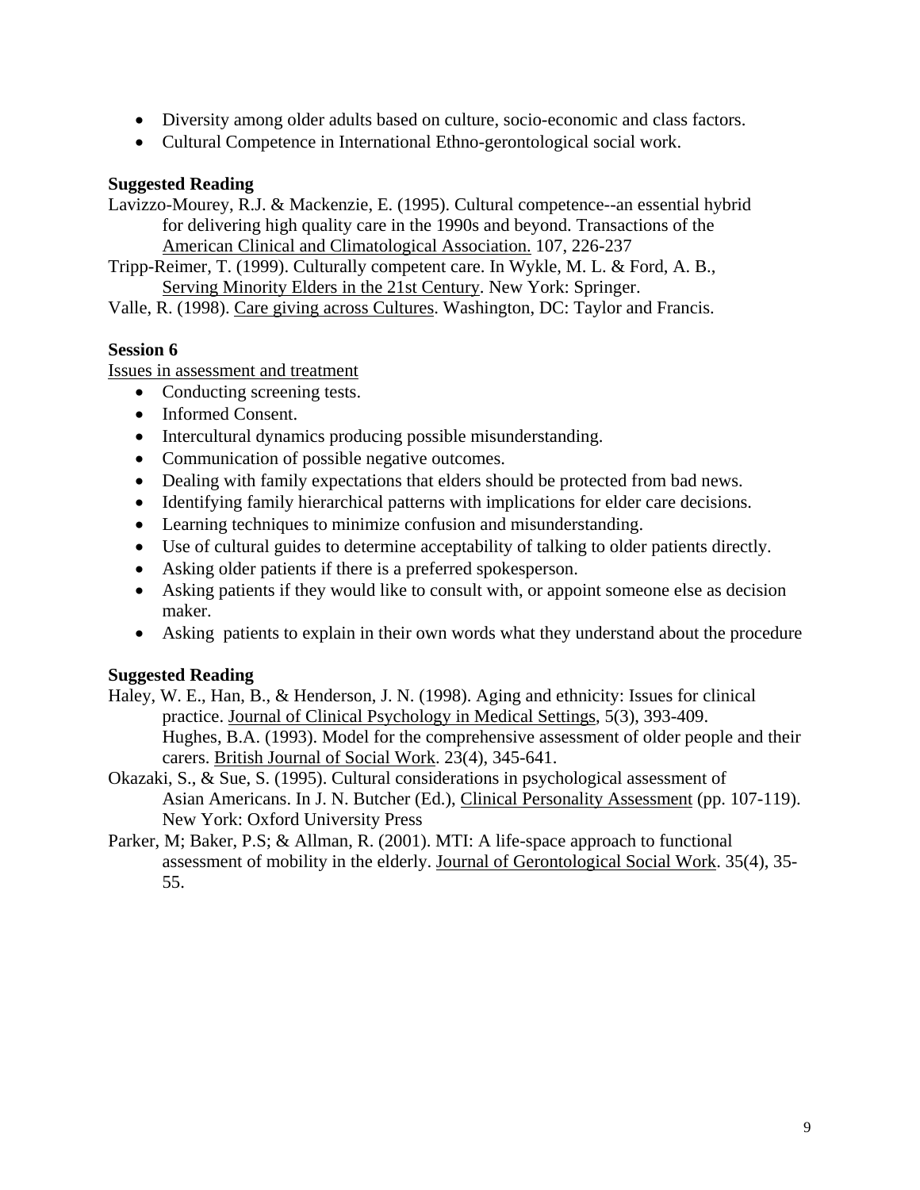- Diversity among older adults based on culture, socio-economic and class factors.
- Cultural Competence in International Ethno-gerontological social work.

**Suggested Reading**

Lavizzo-Mourey, R.J. & Mackenzie, E. (1995). Cultural competence--an essential hybrid for delivering high quality care in the 1990s and beyond. Transactions of the American Clinical and Climatological Association. 107, 226-237

Tripp-Reimer, T. (1999). Culturally competent care. In Wykle, M. L. & Ford, A. B., Serving Minority Elders in the 21st Century. New York: Springer.

Valle, R. (1998). Care giving across Cultures. Washington, DC: Taylor and Francis.

**Session 6**

Issues in assessment and treatment

- Conducting screening tests.
- Informed Consent.
- Intercultural dynamics producing possible misunderstanding.
- Communication of possible negative outcomes.
- Dealing with family expectations that elders should be protected from bad news.
- Identifying family hierarchical patterns with implications for elder care decisions.
- Learning techniques to minimize confusion and misunderstanding.
- Use of cultural guides to determine acceptability of talking to older patients directly.
- Asking older patients if there is a preferred spokesperson.
- Asking patients if they would like to consult with, or appoint someone else as decision maker.
- Asking patients to explain in their own words what they understand about the procedure

**Suggested Reading**

Haley, W. E., Han, B., & Henderson, J. N. (1998). Aging and ethnicity: Issues for clinical practice. Journal of Clinical Psychology in Medical Settings, 5(3), 393-409. Hughes, B.A. (1993). Model for the comprehensive assessment of older people and their carers. British Journal of Social Work. 23(4), 345-641.

Okazaki, S., & Sue, S. (1995). Cultural considerations in psychological assessment of Asian Americans. In J. N. Butcher (Ed.), Clinical Personality Assessment (pp. 107-119). New York: Oxford University Press

Parker, M; Baker, P.S; & Allman, R. (2001). MTI: A life-space approach to functional assessment of mobility in the elderly. Journal of Gerontological Social Work. 35(4), 35-55.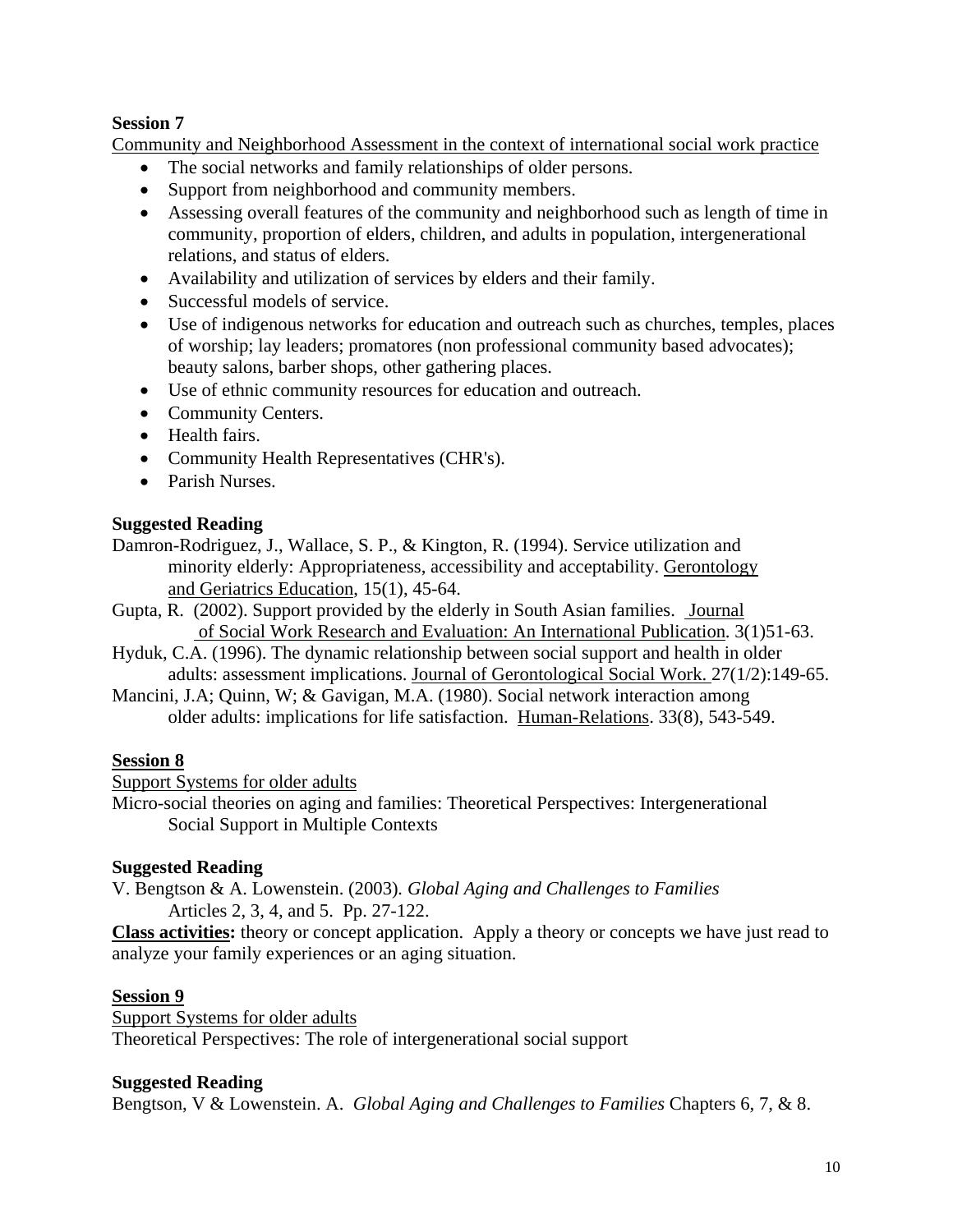**Session 7**

Community and Neighborhood Assessment in the context of international social work practice

- The social networks and family relationships of older persons.
- Support from neighborhood and community members.
- Assessing overall features of the community and neighborhood such as length of time in community, proportion of elders, children, and adults in population, intergenerational relations, and status of elders.
- Availability and utilization of services by elders and their family.
- Successful models of service.
- Use of indigenous networks for education and outreach such as churches, temples, places of worship; lay leaders; promatores (non professional community based advocates); beauty salons, barber shops, other gathering places.
- Use of ethnic community resources for education and outreach.
- Community Centers.
- Health fairs.
- Community Health Representatives (CHR's).
- Parish Nurses.

**Suggested Reading**

Damron-Rodriguez, J., Wallace, S. P., & Kington, R. (1994). Service utilization and minority elderly: Appropriateness, accessibility and acceptability. Gerontology and Geriatrics Education, 15(1), 45-64.

Gupta, R. (2002). Support provided by the elderly in South Asian families. Journal of Social Work Research and Evaluation: An International Publication. 3(1)51-63.

Hyduk, C.A. (1996). The dynamic relationship between social support and health in older adults: assessment implications. Journal of Gerontological Social Work. 27(1/2):149-65.

Mancini, J.A; Quinn, W; & Gavigan, M.A. (1980). Social network interaction among older adults: implications for life satisfaction. Human-Relations. 33(8), 543-549.

**Session 8**

Support Systems for older adults

Micro-social theories on aging and families: Theoretical Perspectives: Intergenerational Social Support in Multiple Contexts

**Suggested Reading**

V. Bengtson & A. Lowenstein. (2003). *Global Aging and Challenges to Families* Articles 2, 3, 4, and 5. Pp. 27-122.

**Class activities:** theory or concept application. Apply a theory or concepts we have just read to analyze your family experiences or an aging situation.

**Session 9**

Support Systems for older adults

Theoretical Perspectives: The role of intergenerational social support

**Suggested Reading**

Bengtson, V & Lowenstein. A. *Global Aging and Challenges to Families* Chapters 6, 7, & 8.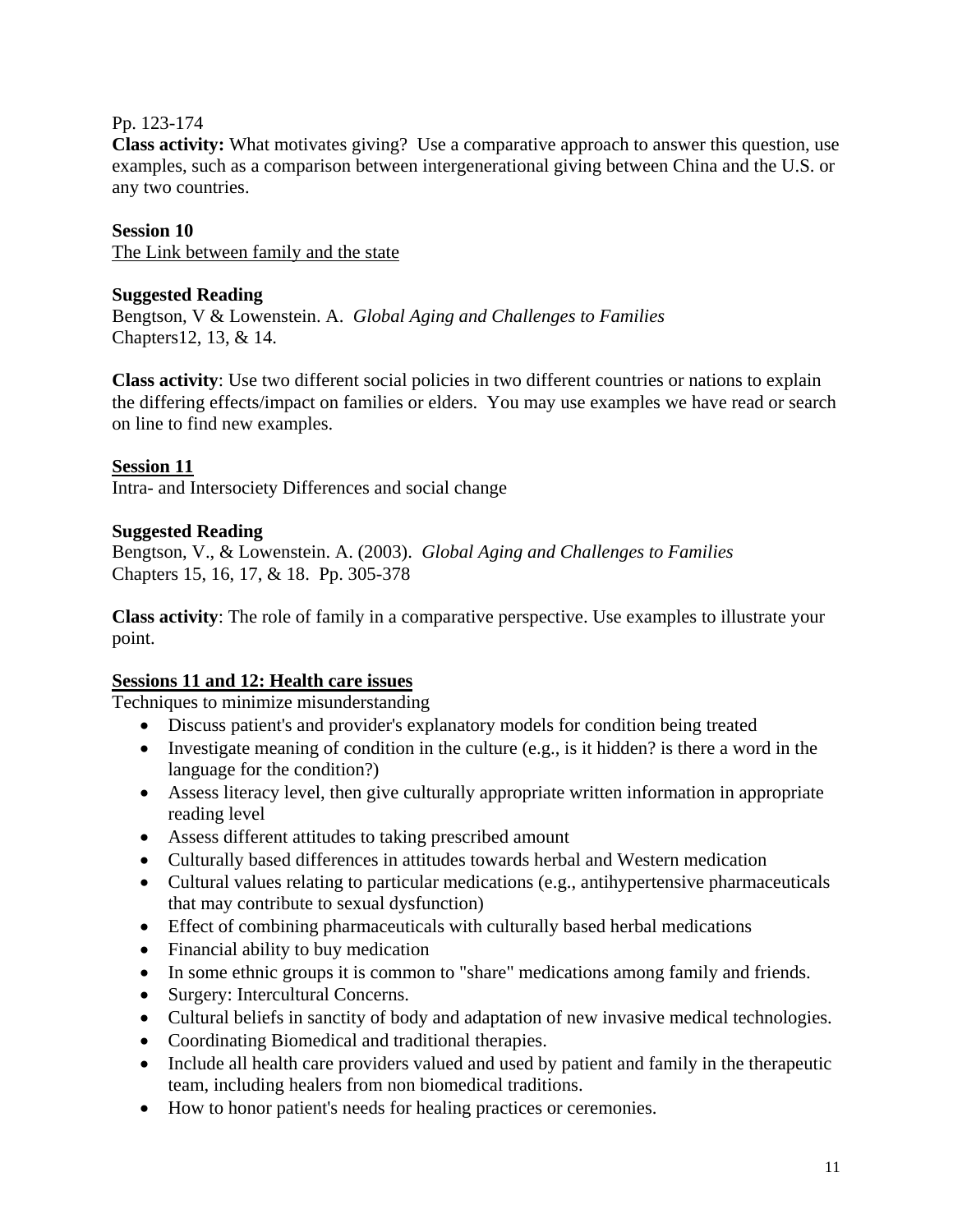Pp. 123-174

**Class activity:** What motivates giving? Use a comparative approach to answer this question, use examples, such as a comparison between intergenerational giving between China and the U.S. or any two countries.

**Session 10**

The Link between family and the state

**Suggested Reading**

Bengtson, V & Lowenstein. A. *Global Aging and Challenges to Families*
Chapters12, 13, & 14.

**Class activity**: Use two different social policies in two different countries or nations to explain the differing effects/impact on families or elders. You may use examples we have read or search on line to find new examples.

**Session 11**

Intra- and Intersociety Differences and social change

**Suggested Reading**

Bengtson, V., & Lowenstein. A. (2003). *Global Aging and Challenges to Families*
Chapters 15, 16, 17, & 18. Pp. 305-378

**Class activity**: The role of family in a comparative perspective. Use examples to illustrate your point.

**Sessions 11 and 12: Health care issues**

Techniques to minimize misunderstanding

- Discuss patient's and provider's explanatory models for condition being treated
- Investigate meaning of condition in the culture (e.g., is it hidden? is there a word in the language for the condition?)
- Assess literacy level, then give culturally appropriate written information in appropriate reading level
- Assess different attitudes to taking prescribed amount
- Culturally based differences in attitudes towards herbal and Western medication
- Cultural values relating to particular medications (e.g., antihypertensive pharmaceuticals that may contribute to sexual dysfunction)
- Effect of combining pharmaceuticals with culturally based herbal medications
- Financial ability to buy medication
- In some ethnic groups it is common to "share" medications among family and friends.
- Surgery: Intercultural Concerns.
- Cultural beliefs in sanctity of body and adaptation of new invasive medical technologies.
- Coordinating Biomedical and traditional therapies.
- Include all health care providers valued and used by patient and family in the therapeutic team, including healers from non biomedical traditions.
- How to honor patient's needs for healing practices or ceremonies.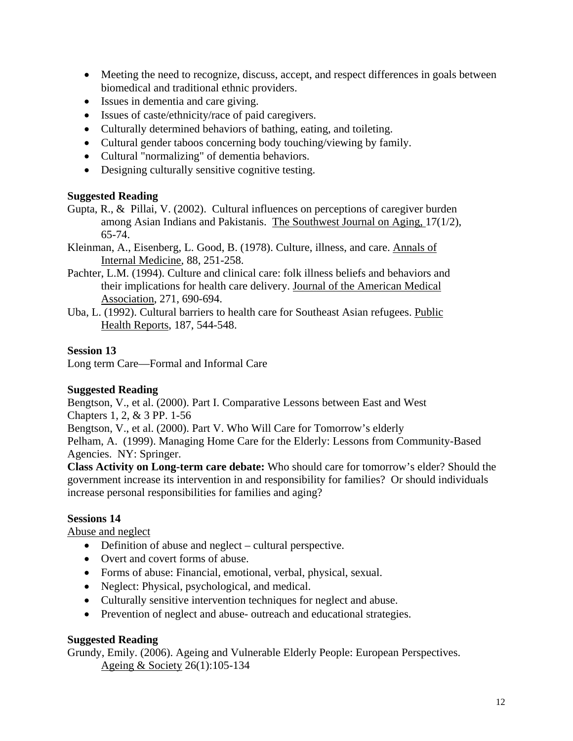- Meeting the need to recognize, discuss, accept, and respect differences in goals between biomedical and traditional ethnic providers.
- Issues in dementia and care giving.
- Issues of caste/ethnicity/race of paid caregivers.
- Culturally determined behaviors of bathing, eating, and toileting.
- Cultural gender taboos concerning body touching/viewing by family.
- Cultural "normalizing" of dementia behaviors.
- Designing culturally sensitive cognitive testing.

**Suggested Reading**

Gupta, R., & Pillai, V. (2002). Cultural influences on perceptions of caregiver burden among Asian Indians and Pakistanis. The Southwest Journal on Aging, 17(1/2), 65-74.

Kleinman, A., Eisenberg, L. Good, B. (1978). Culture, illness, and care. Annals of Internal Medicine, 88, 251-258.

Pachter, L.M. (1994). Culture and clinical care: folk illness beliefs and behaviors and their implications for health care delivery. Journal of the American Medical Association, 271, 690-694.

Uba, L. (1992). Cultural barriers to health care for Southeast Asian refugees. Public Health Reports, 187, 544-548.

**Session 13**

Long term Care—Formal and Informal Care

**Suggested Reading**

Bengtson, V., et al. (2000). Part I. Comparative Lessons between East and West Chapters 1, 2, & 3 PP. 1-56

Bengtson, V., et al. (2000). Part V. Who Will Care for Tomorrow's elderly

Pelham, A. (1999). Managing Home Care for the Elderly: Lessons from Community-Based Agencies. NY: Springer.

**Class Activity on Long-term care debate:** Who should care for tomorrow's elder? Should the government increase its intervention in and responsibility for families? Or should individuals increase personal responsibilities for families and aging?

**Sessions 14**

Abuse and neglect

- Definition of abuse and neglect – cultural perspective.
- Overt and covert forms of abuse.
- Forms of abuse: Financial, emotional, verbal, physical, sexual.
- Neglect: Physical, psychological, and medical.
- Culturally sensitive intervention techniques for neglect and abuse.
- Prevention of neglect and abuse- outreach and educational strategies.

**Suggested Reading**

Grundy, Emily. (2006). Ageing and Vulnerable Elderly People: European Perspectives. Ageing & Society 26(1):105-134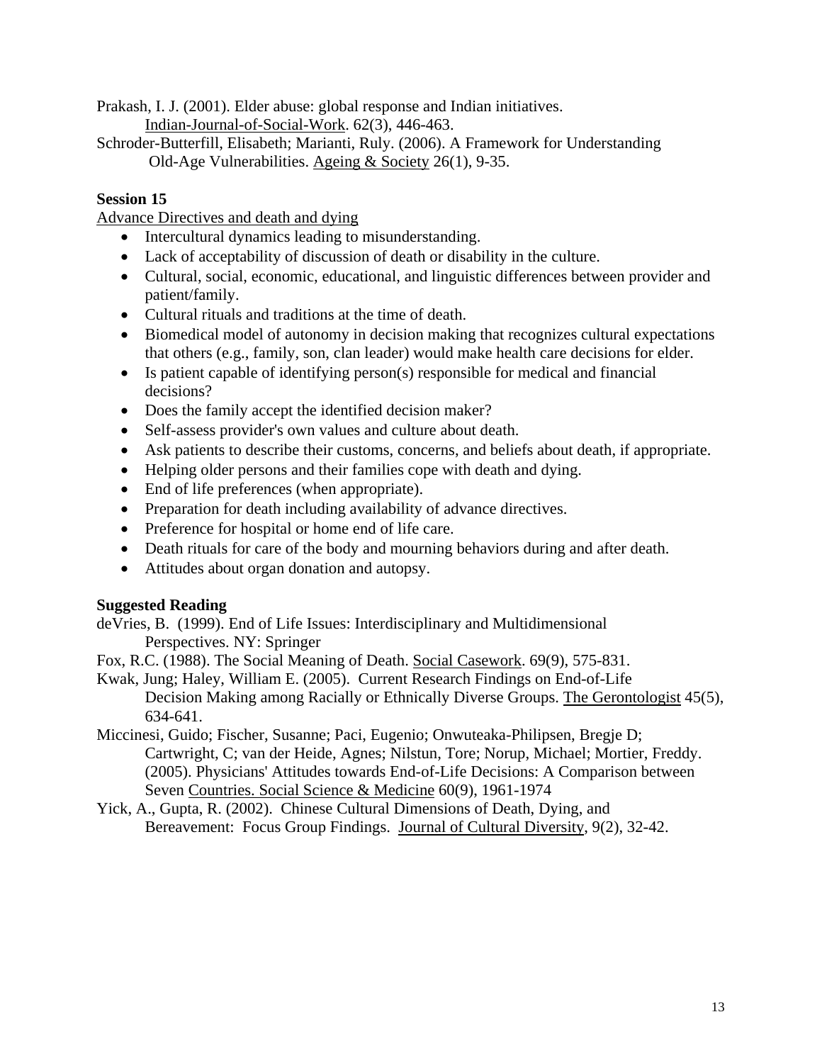Prakash, I. J. (2001). Elder abuse: global response and Indian initiatives. Indian-Journal-of-Social-Work. 62(3), 446-463.

Schroder-Butterfill, Elisabeth; Marianti, Ruly. (2006). A Framework for Understanding Old-Age Vulnerabilities. Ageing & Society 26(1), 9-35.

**Session 15**

Advance Directives and death and dying

- Intercultural dynamics leading to misunderstanding.
- Lack of acceptability of discussion of death or disability in the culture.
- Cultural, social, economic, educational, and linguistic differences between provider and patient/family.
- Cultural rituals and traditions at the time of death.
- Biomedical model of autonomy in decision making that recognizes cultural expectations that others (e.g., family, son, clan leader) would make health care decisions for elder.
- Is patient capable of identifying person(s) responsible for medical and financial decisions?
- Does the family accept the identified decision maker?
- Self-assess provider's own values and culture about death.
- Ask patients to describe their customs, concerns, and beliefs about death, if appropriate.
- Helping older persons and their families cope with death and dying.
- End of life preferences (when appropriate).
- Preparation for death including availability of advance directives.
- Preference for hospital or home end of life care.
- Death rituals for care of the body and mourning behaviors during and after death.
- Attitudes about organ donation and autopsy.

**Suggested Reading**

deVries, B. (1999). End of Life Issues: Interdisciplinary and Multidimensional Perspectives. NY: Springer

Fox, R.C. (1988). The Social Meaning of Death. Social Casework. 69(9), 575-831.

Kwak, Jung; Haley, William E. (2005). Current Research Findings on End-of-Life Decision Making among Racially or Ethnically Diverse Groups. The Gerontologist 45(5), 634-641.

Miccinesi, Guido; Fischer, Susanne; Paci, Eugenio; Onwuteaka-Philipsen, Bregje D; Cartwright, C; van der Heide, Agnes; Nilstun, Tore; Norup, Michael; Mortier, Freddy. (2005). Physicians' Attitudes towards End-of-Life Decisions: A Comparison between Seven Countries. Social Science & Medicine 60(9), 1961-1974

Yick, A., Gupta, R. (2002). Chinese Cultural Dimensions of Death, Dying, and Bereavement: Focus Group Findings. Journal of Cultural Diversity, 9(2), 32-42.